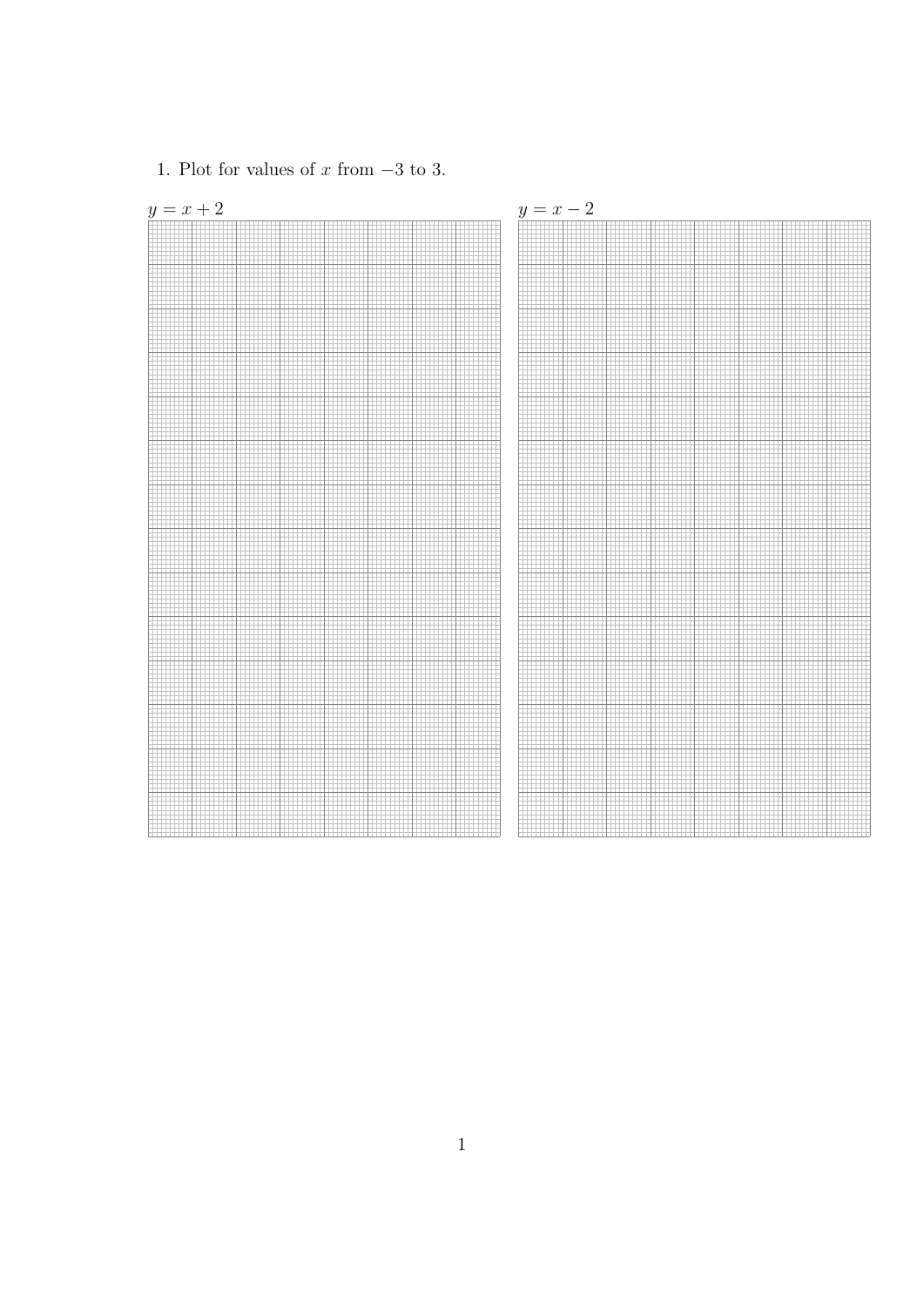1. Plot for values of $x$ from $-3$ to 3.

$y = x + 2$

$y = x - 2$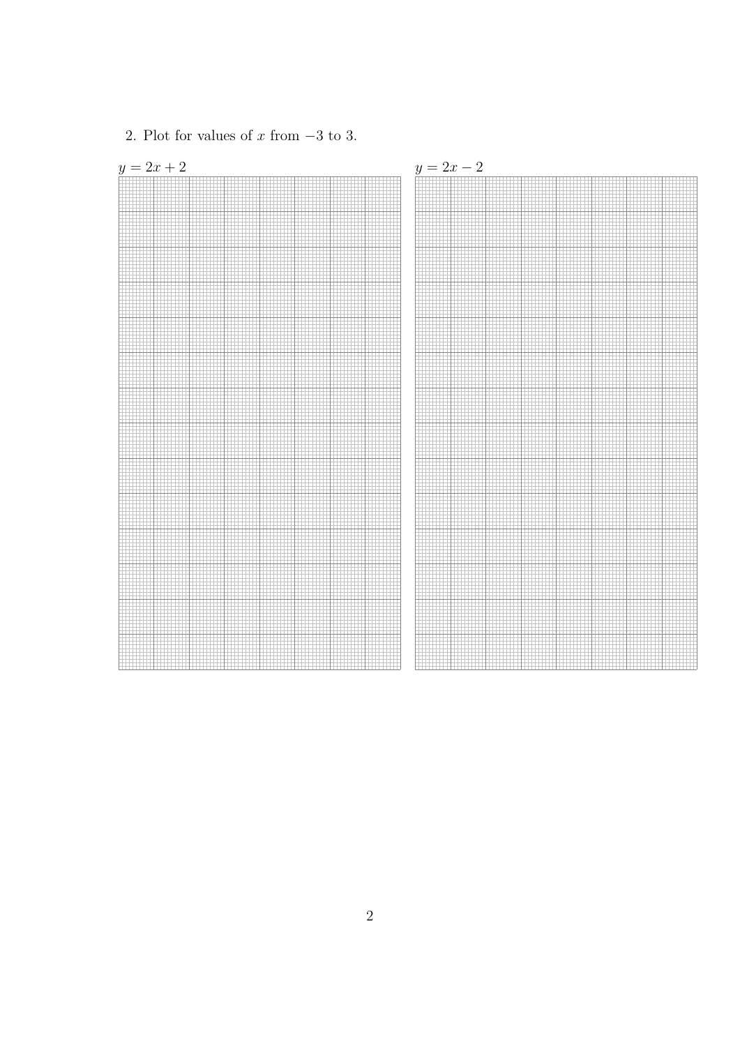2. Plot for values of $x$ from $-3$ to 3.

$y = 2x + 2$

$y = 2x - 2$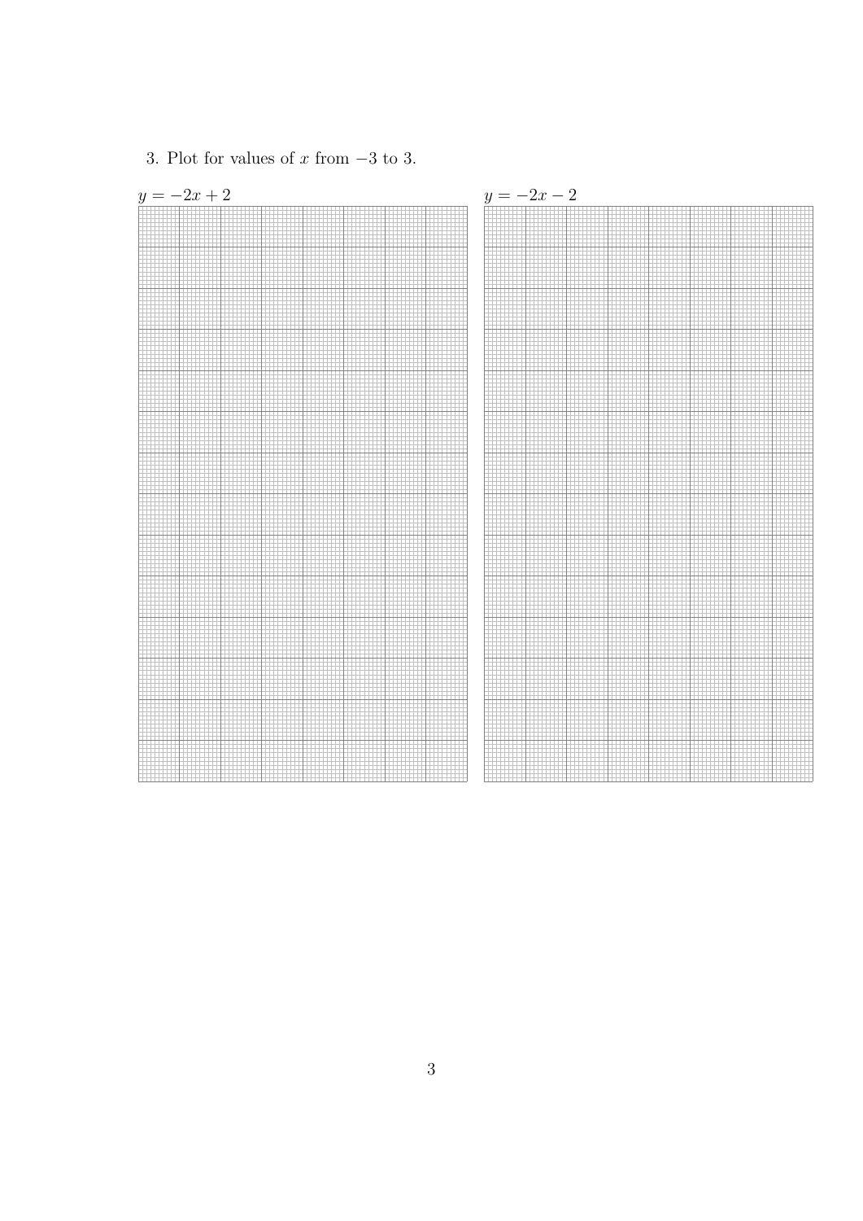3. Plot for values of $x$ from $-3$ to 3.

$y = -2x + 2$

$y = -2x - 2$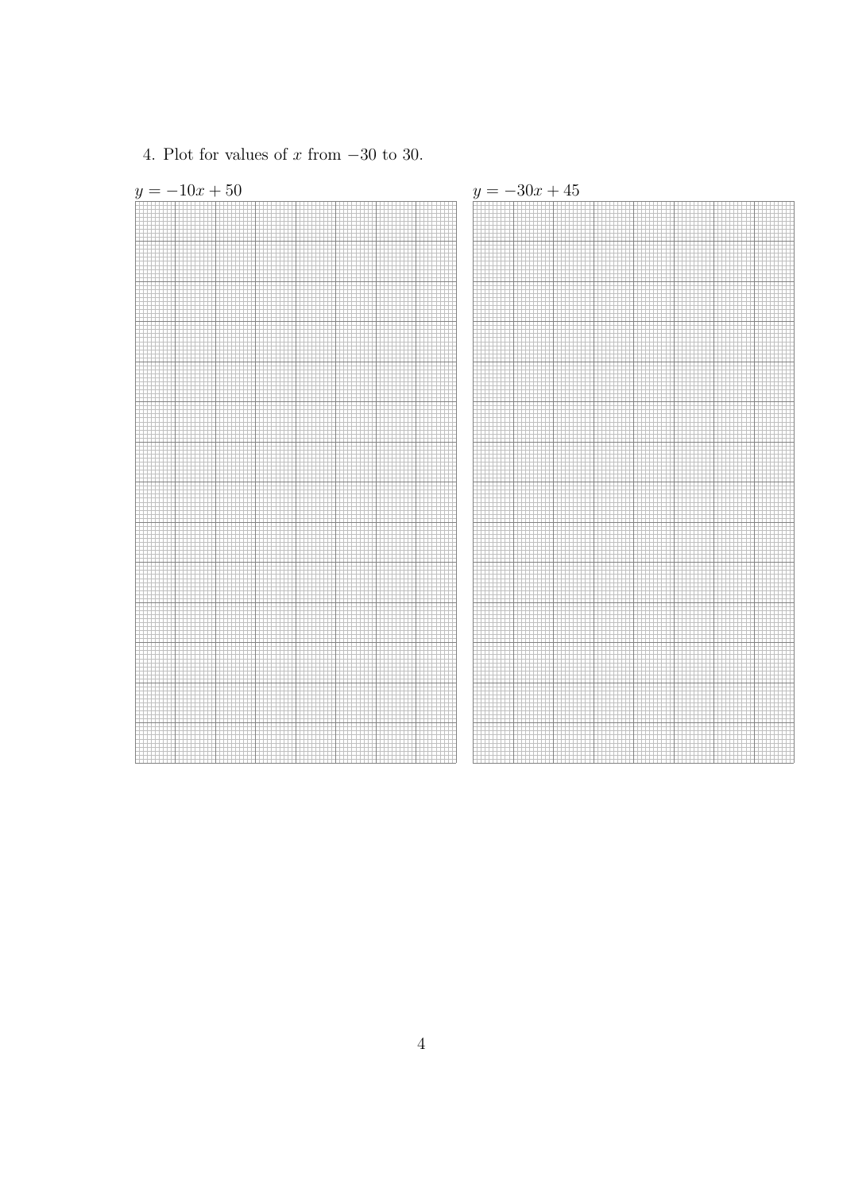4. Plot for values of $x$ from $-30$ to 30.

$y = -10x + 50$

$y = -30x + 45$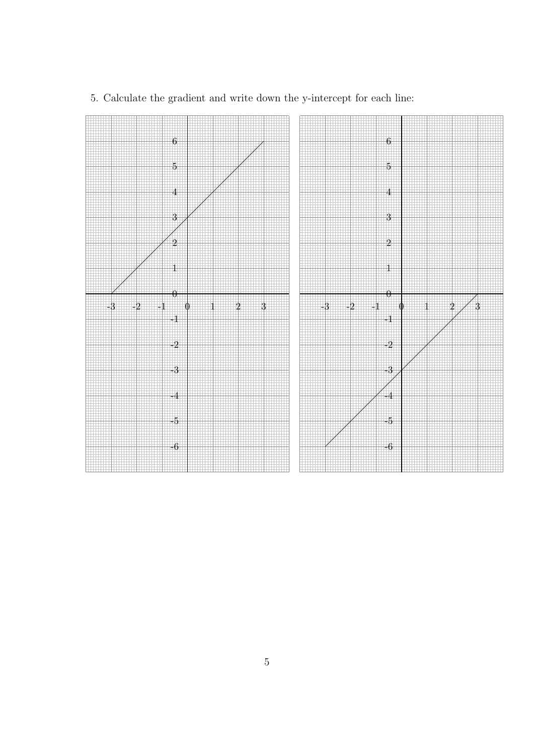5. Calculate the gradient and write down the y-intercept for each line: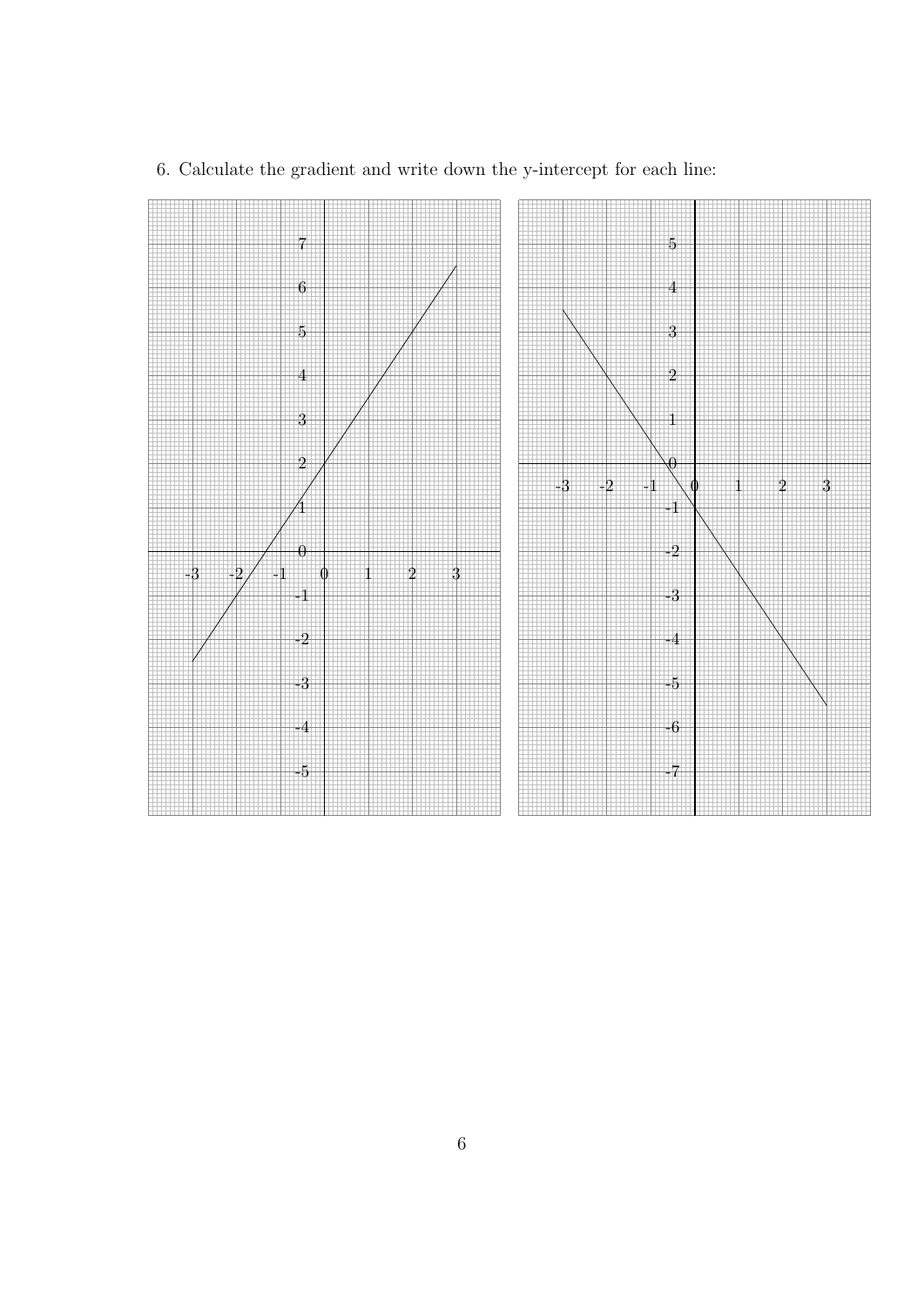6. Calculate the gradient and write down the y-intercept for each line: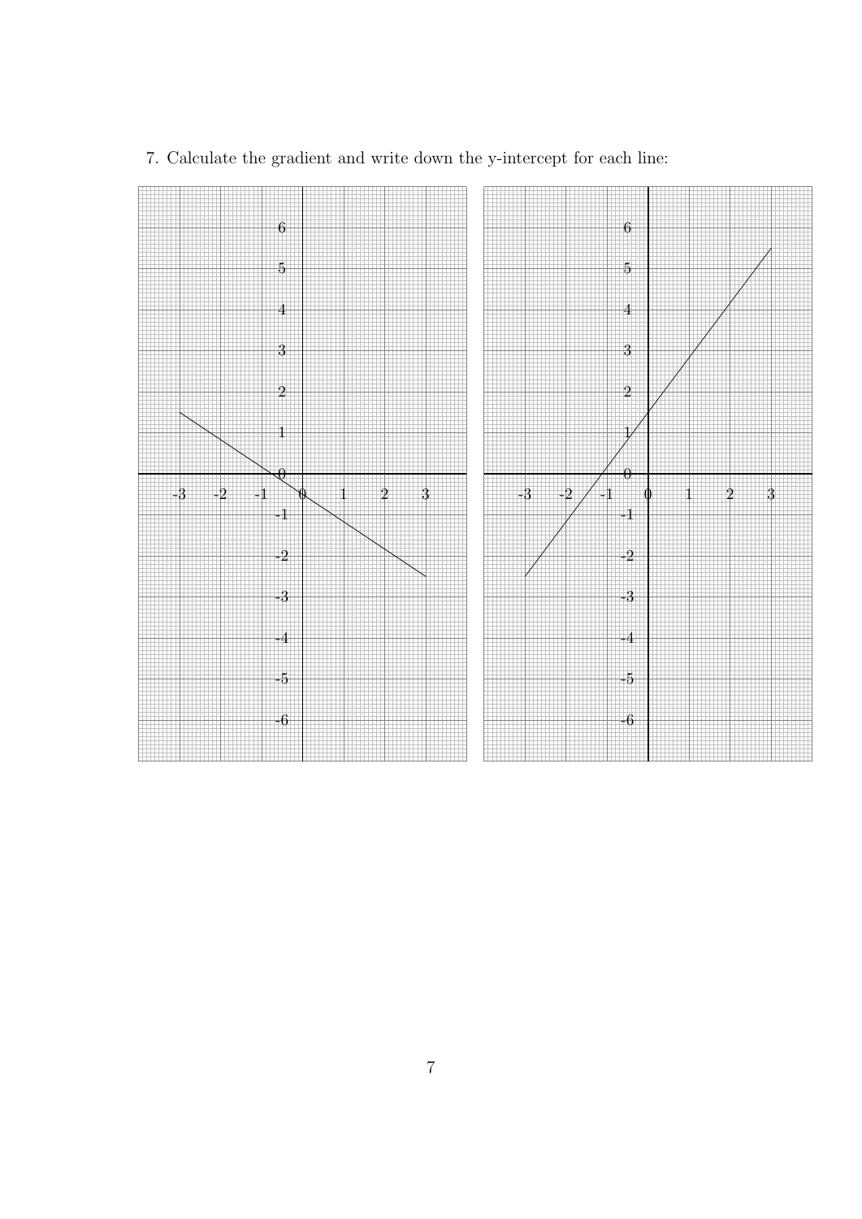7. Calculate the gradient and write down the y-intercept for each line: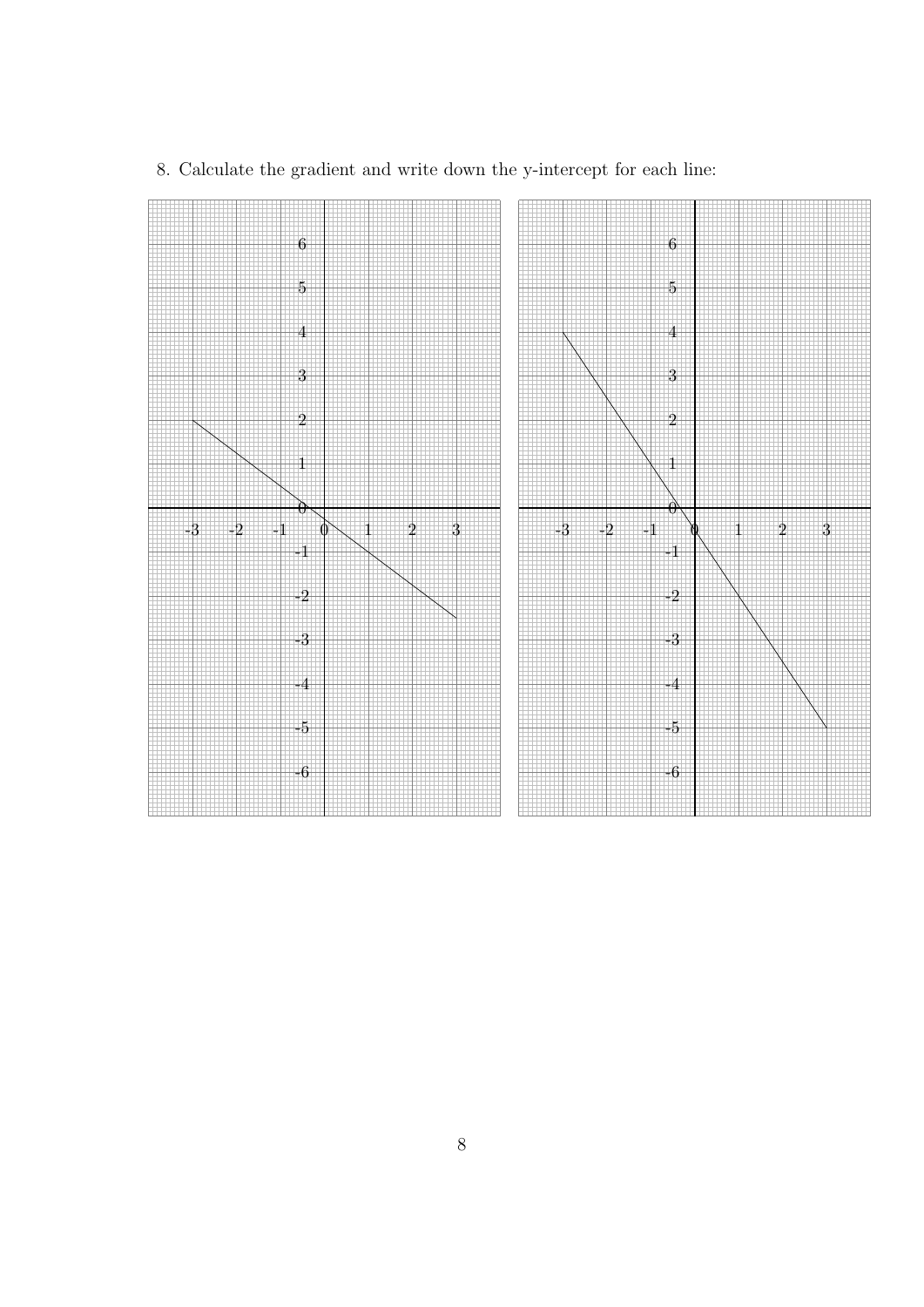8. Calculate the gradient and write down the y-intercept for each line:

6
5
4
3
2
1
0
-3 -2 -1 0 1 2 3
-1
-2
-3
-4
-5
-6

6
5
4
3
2
1
0
-3 -2 -1 0 1 2 3
-1
-2
-3
-4
-5
-6